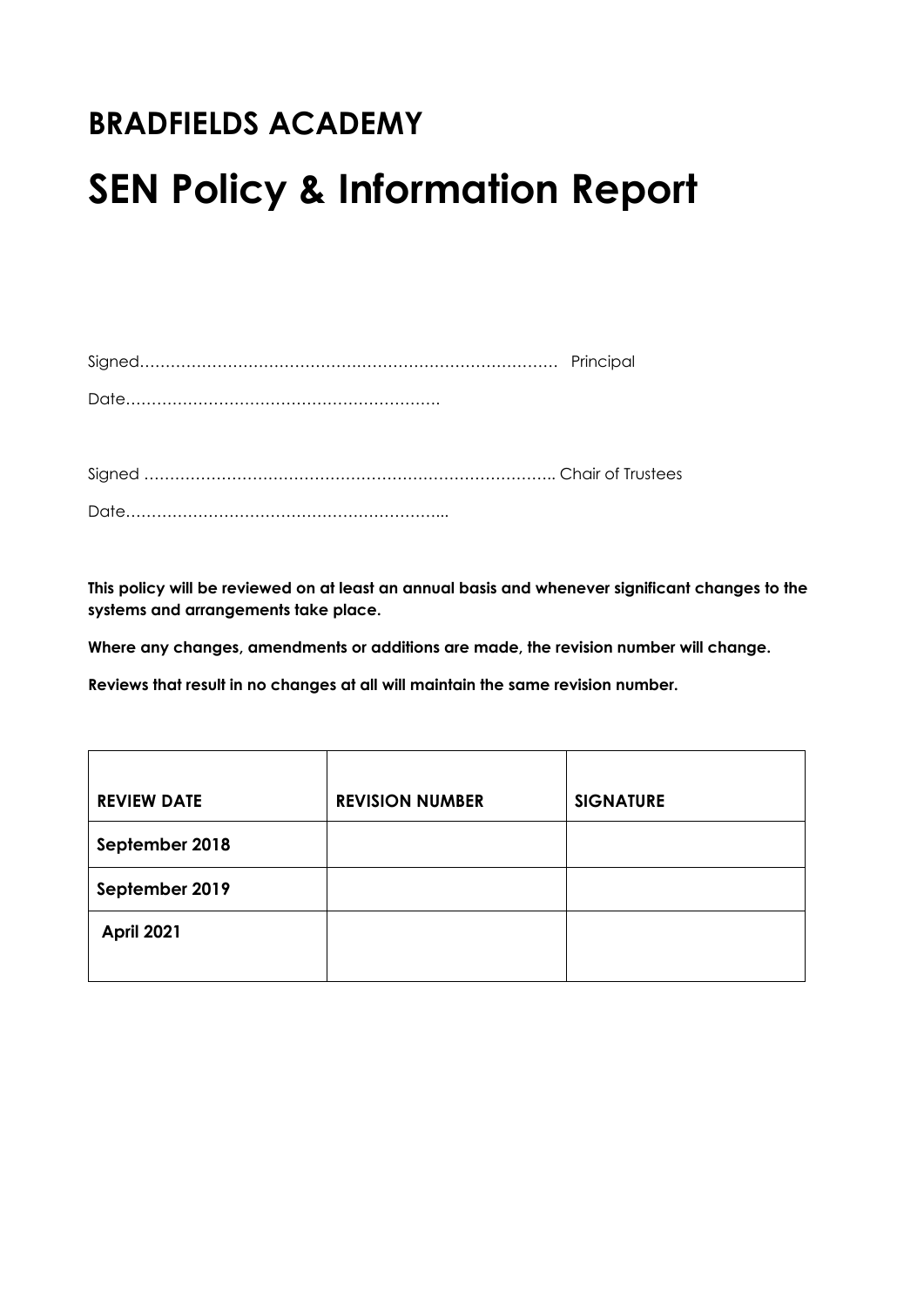# BRADFIELDS ACADEMY

# SEN Policy & Information Report

Signed………………………………………………………………………  Principal

Date…………………………………………………….

Signed …………………………………………………………………….. Chair of Trustees

Date……………………………………………………...

**This policy will be reviewed on at least an annual basis and whenever significant changes to the systems and arrangements take place.**

**Where any changes, amendments or additions are made, the revision number will change.**

**Reviews that result in no changes at all will maintain the same revision number.**

| REVIEW DATE | REVISION NUMBER | SIGNATURE |
|---|---|---|
| September 2018 | | |
| September 2019 | | |
| April 2021 | | |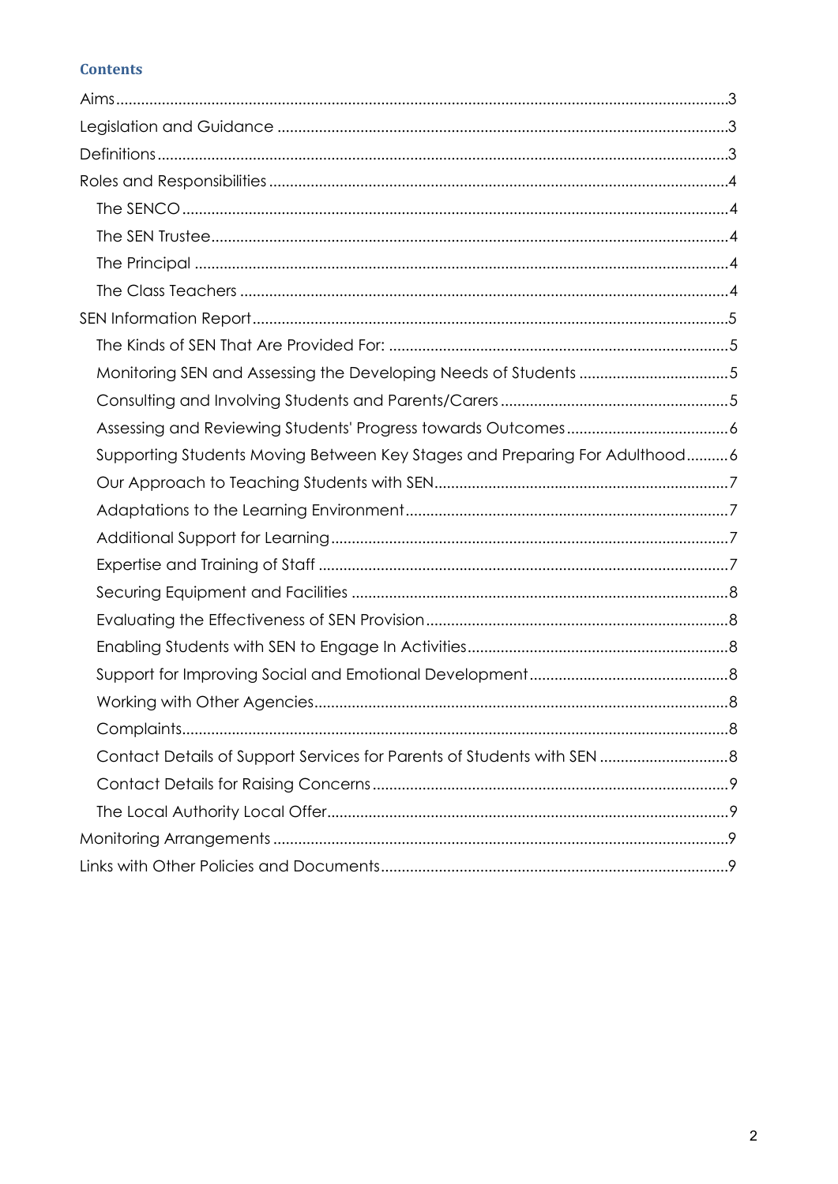## Contents

- Aims ... 3
- Legislation and Guidance ... 3
- Definitions ... 3
- Roles and Responsibilities ... 4
  - The SENCO ... 4
  - The SEN Trustee ... 4
  - The Principal ... 4
  - The Class Teachers ... 4
- SEN Information Report ... 5
  - The Kinds of SEN That Are Provided For: ... 5
  - Monitoring SEN and Assessing the Developing Needs of Students ... 5
  - Consulting and Involving Students and Parents/Carers ... 5
  - Assessing and Reviewing Students' Progress towards Outcomes ... 6
  - Supporting Students Moving Between Key Stages and Preparing For Adulthood ... 6
  - Our Approach to Teaching Students with SEN ... 7
  - Adaptations to the Learning Environment ... 7
  - Additional Support for Learning ... 7
  - Expertise and Training of Staff ... 7
  - Securing Equipment and Facilities ... 8
  - Evaluating the Effectiveness of SEN Provision ... 8
  - Enabling Students with SEN to Engage In Activities ... 8
  - Support for Improving Social and Emotional Development ... 8
  - Working with Other Agencies ... 8
  - Complaints ... 8
  - Contact Details of Support Services for Parents of Students with SEN ... 8
  - Contact Details for Raising Concerns ... 9
  - The Local Authority Local Offer ... 9
- Monitoring Arrangements ... 9
- Links with Other Policies and Documents ... 9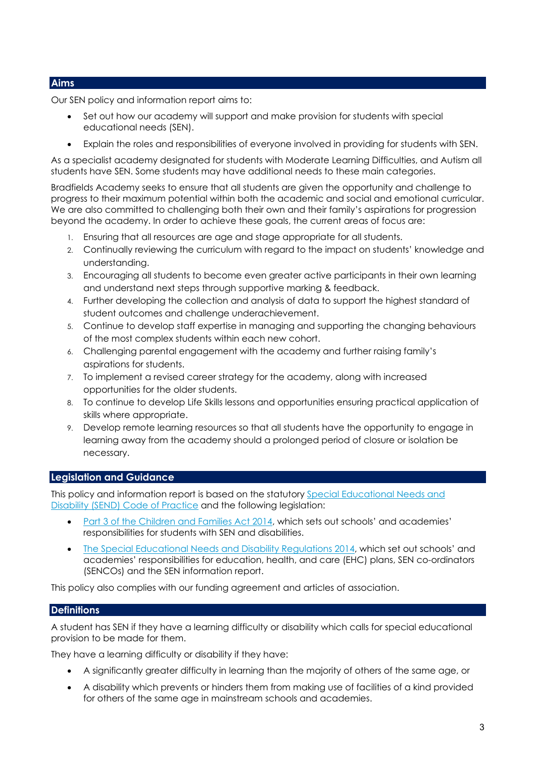## Aims

Our SEN policy and information report aims to:

- Set out how our academy will support and make provision for students with special educational needs (SEN).
- Explain the roles and responsibilities of everyone involved in providing for students with SEN.

As a specialist academy designated for students with Moderate Learning Difficulties, and Autism all students have SEN. Some students may have additional needs to these main categories.

Bradfields Academy seeks to ensure that all students are given the opportunity and challenge to progress to their maximum potential within both the academic and social and emotional curricular. We are also committed to challenging both their own and their family's aspirations for progression beyond the academy. In order to achieve these goals, the current areas of focus are:

1. Ensuring that all resources are age and stage appropriate for all students.
2. Continually reviewing the curriculum with regard to the impact on students' knowledge and understanding.
3. Encouraging all students to become even greater active participants in their own learning and understand next steps through supportive marking & feedback.
4. Further developing the collection and analysis of data to support the highest standard of student outcomes and challenge underachievement.
5. Continue to develop staff expertise in managing and supporting the changing behaviours of the most complex students within each new cohort.
6. Challenging parental engagement with the academy and further raising family's aspirations for students.
7. To implement a revised career strategy for the academy, along with increased opportunities for the older students.
8. To continue to develop Life Skills lessons and opportunities ensuring practical application of skills where appropriate.
9. Develop remote learning resources so that all students have the opportunity to engage in learning away from the academy should a prolonged period of closure or isolation be necessary.

## Legislation and Guidance

This policy and information report is based on the statutory Special Educational Needs and Disability (SEND) Code of Practice and the following legislation:

- Part 3 of the Children and Families Act 2014, which sets out schools' and academies' responsibilities for students with SEN and disabilities.
- The Special Educational Needs and Disability Regulations 2014, which set out schools' and academies' responsibilities for education, health, and care (EHC) plans, SEN co-ordinators (SENCOs) and the SEN information report.

This policy also complies with our funding agreement and articles of association.

## Definitions

A student has SEN if they have a learning difficulty or disability which calls for special educational provision to be made for them.

They have a learning difficulty or disability if they have:

- A significantly greater difficulty in learning than the majority of others of the same age, or
- A disability which prevents or hinders them from making use of facilities of a kind provided for others of the same age in mainstream schools and academies.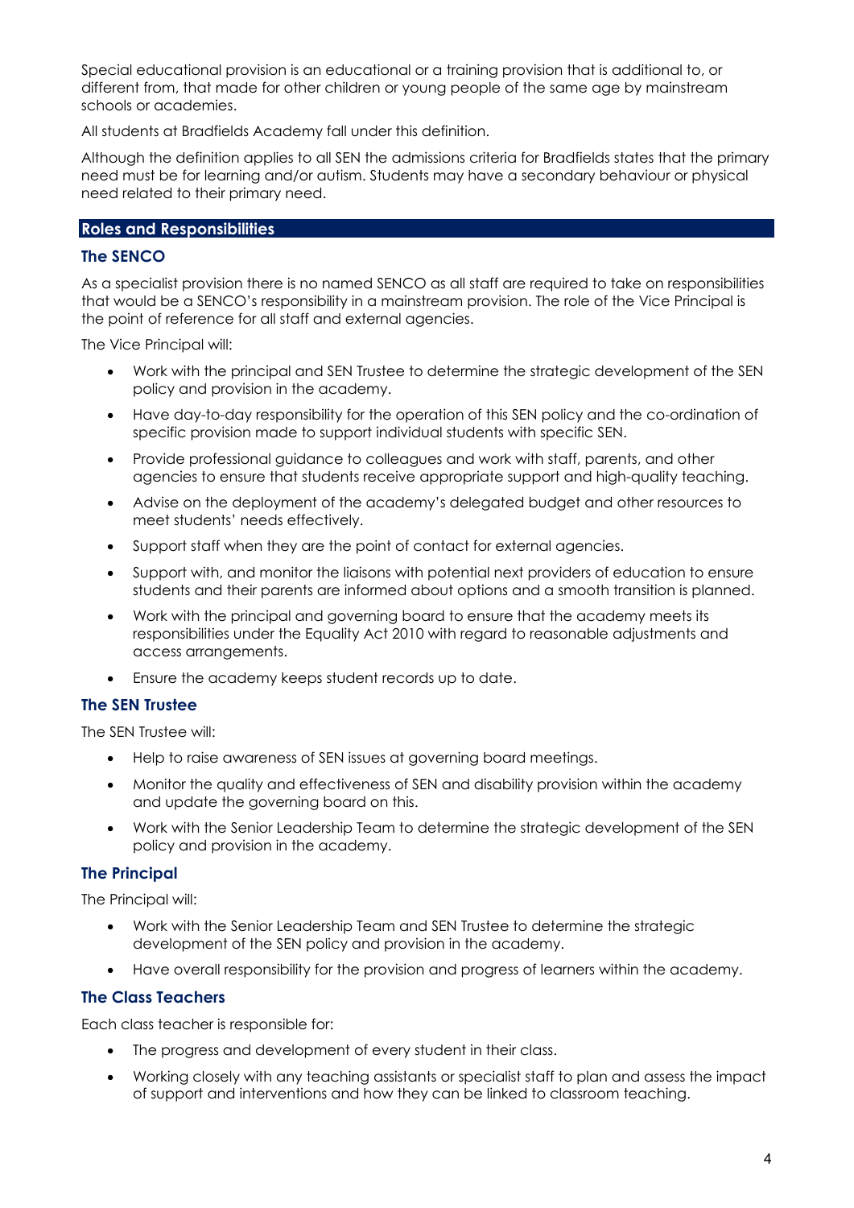Special educational provision is an educational or a training provision that is additional to, or different from, that made for other children or young people of the same age by mainstream schools or academies.

All students at Bradfields Academy fall under this definition.

Although the definition applies to all SEN the admissions criteria for Bradfields states that the primary need must be for learning and/or autism. Students may have a secondary behaviour or physical need related to their primary need.

## Roles and Responsibilities

### The SENCO

As a specialist provision there is no named SENCO as all staff are required to take on responsibilities that would be a SENCO's responsibility in a mainstream provision. The role of the Vice Principal is the point of reference for all staff and external agencies.

The Vice Principal will:

- Work with the principal and SEN Trustee to determine the strategic development of the SEN policy and provision in the academy.
- Have day-to-day responsibility for the operation of this SEN policy and the co-ordination of specific provision made to support individual students with specific SEN.
- Provide professional guidance to colleagues and work with staff, parents, and other agencies to ensure that students receive appropriate support and high-quality teaching.
- Advise on the deployment of the academy's delegated budget and other resources to meet students' needs effectively.
- Support staff when they are the point of contact for external agencies.
- Support with, and monitor the liaisons with potential next providers of education to ensure students and their parents are informed about options and a smooth transition is planned.
- Work with the principal and governing board to ensure that the academy meets its responsibilities under the Equality Act 2010 with regard to reasonable adjustments and access arrangements.
- Ensure the academy keeps student records up to date.

### The SEN Trustee

The SEN Trustee will:

- Help to raise awareness of SEN issues at governing board meetings.
- Monitor the quality and effectiveness of SEN and disability provision within the academy and update the governing board on this.
- Work with the Senior Leadership Team to determine the strategic development of the SEN policy and provision in the academy.

### The Principal

The Principal will:

- Work with the Senior Leadership Team and SEN Trustee to determine the strategic development of the SEN policy and provision in the academy.
- Have overall responsibility for the provision and progress of learners within the academy.

### The Class Teachers

Each class teacher is responsible for:

- The progress and development of every student in their class.
- Working closely with any teaching assistants or specialist staff to plan and assess the impact of support and interventions and how they can be linked to classroom teaching.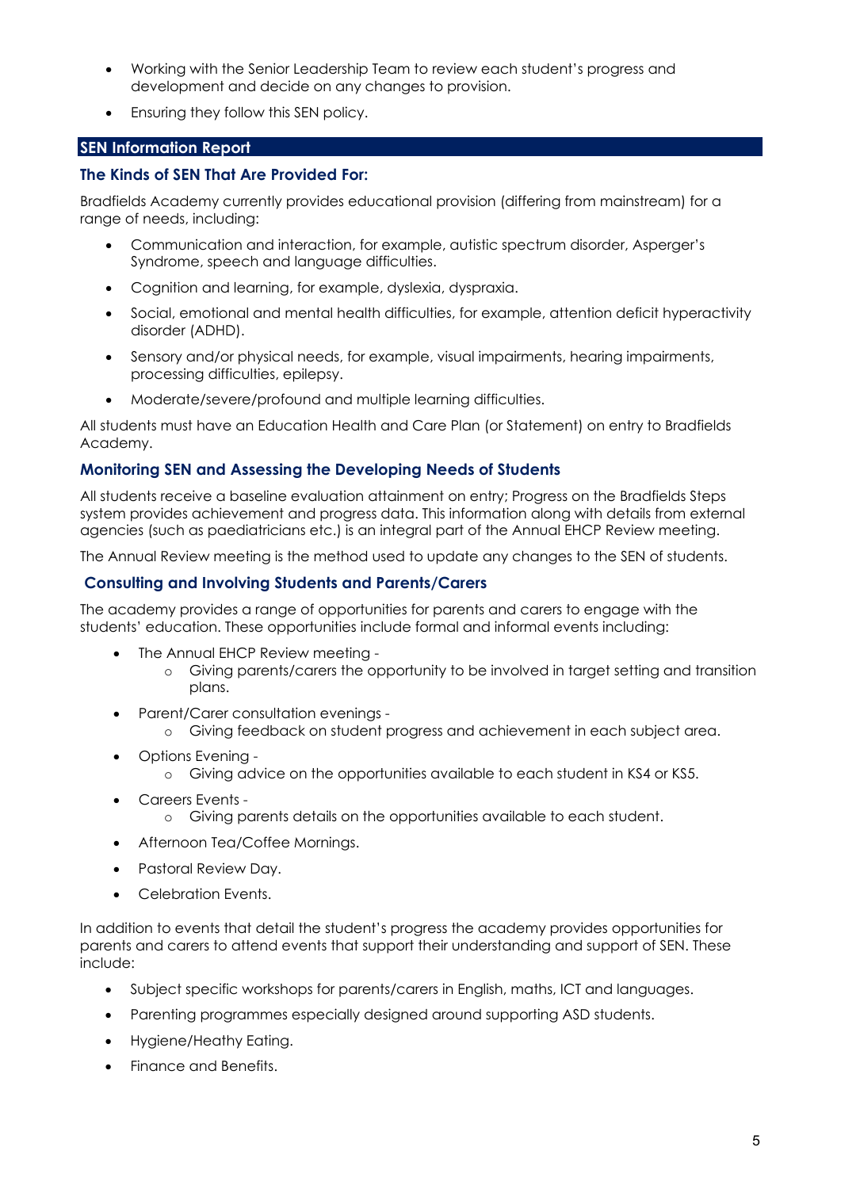- Working with the Senior Leadership Team to review each student's progress and development and decide on any changes to provision.
- Ensuring they follow this SEN policy.

## SEN Information Report

### The Kinds of SEN That Are Provided For:

Bradfields Academy currently provides educational provision (differing from mainstream) for a range of needs, including:

- Communication and interaction, for example, autistic spectrum disorder, Asperger's Syndrome, speech and language difficulties.
- Cognition and learning, for example, dyslexia, dyspraxia.
- Social, emotional and mental health difficulties, for example, attention deficit hyperactivity disorder (ADHD).
- Sensory and/or physical needs, for example, visual impairments, hearing impairments, processing difficulties, epilepsy.
- Moderate/severe/profound and multiple learning difficulties.

All students must have an Education Health and Care Plan (or Statement) on entry to Bradfields Academy.

### Monitoring SEN and Assessing the Developing Needs of Students

All students receive a baseline evaluation attainment on entry; Progress on the Bradfields Steps system provides achievement and progress data. This information along with details from external agencies (such as paediatricians etc.) is an integral part of the Annual EHCP Review meeting.

The Annual Review meeting is the method used to update any changes to the SEN of students.

### Consulting and Involving Students and Parents/Carers

The academy provides a range of opportunities for parents and carers to engage with the students' education. These opportunities include formal and informal events including:

- The Annual EHCP Review meeting -
  - Giving parents/carers the opportunity to be involved in target setting and transition plans.
- Parent/Carer consultation evenings -
  - Giving feedback on student progress and achievement in each subject area.
- Options Evening -
  - Giving advice on the opportunities available to each student in KS4 or KS5.
- Careers Events -
  - Giving parents details on the opportunities available to each student.
- Afternoon Tea/Coffee Mornings.
- Pastoral Review Day.
- Celebration Events.

In addition to events that detail the student's progress the academy provides opportunities for parents and carers to attend events that support their understanding and support of SEN. These include:

- Subject specific workshops for parents/carers in English, maths, ICT and languages.
- Parenting programmes especially designed around supporting ASD students.
- Hygiene/Heathy Eating.
- Finance and Benefits.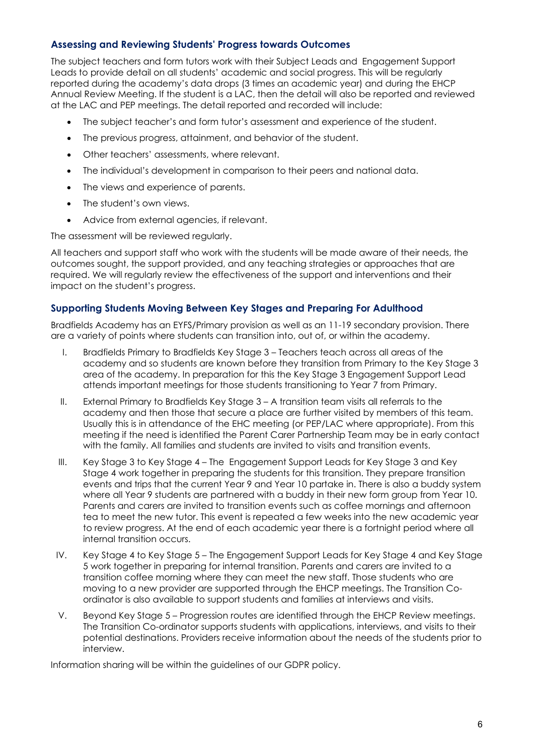### Assessing and Reviewing Students' Progress towards Outcomes

The subject teachers and form tutors work with their Subject Leads and Engagement Support Leads to provide detail on all students' academic and social progress. This will be regularly reported during the academy's data drops (3 times an academic year) and during the EHCP Annual Review Meeting. If the student is a LAC, then the detail will also be reported and reviewed at the LAC and PEP meetings. The detail reported and recorded will include:

- The subject teacher's and form tutor's assessment and experience of the student.
- The previous progress, attainment, and behavior of the student.
- Other teachers' assessments, where relevant.
- The individual's development in comparison to their peers and national data.
- The views and experience of parents.
- The student's own views.
- Advice from external agencies, if relevant.

The assessment will be reviewed regularly.

All teachers and support staff who work with the students will be made aware of their needs, the outcomes sought, the support provided, and any teaching strategies or approaches that are required. We will regularly review the effectiveness of the support and interventions and their impact on the student's progress.

### Supporting Students Moving Between Key Stages and Preparing For Adulthood

Bradfields Academy has an EYFS/Primary provision as well as an 11-19 secondary provision. There are a variety of points where students can transition into, out of, or within the academy.

I. Bradfields Primary to Bradfields Key Stage 3 – Teachers teach across all areas of the academy and so students are known before they transition from Primary to the Key Stage 3 area of the academy. In preparation for this the Key Stage 3 Engagement Support Lead attends important meetings for those students transitioning to Year 7 from Primary.

II. External Primary to Bradfields Key Stage 3 – A transition team visits all referrals to the academy and then those that secure a place are further visited by members of this team. Usually this is in attendance of the EHC meeting (or PEP/LAC where appropriate). From this meeting if the need is identified the Parent Carer Partnership Team may be in early contact with the family. All families and students are invited to visits and transition events.

III. Key Stage 3 to Key Stage 4 – The Engagement Support Leads for Key Stage 3 and Key Stage 4 work together in preparing the students for this transition. They prepare transition events and trips that the current Year 9 and Year 10 partake in. There is also a buddy system where all Year 9 students are partnered with a buddy in their new form group from Year 10. Parents and carers are invited to transition events such as coffee mornings and afternoon tea to meet the new tutor. This event is repeated a few weeks into the new academic year to review progress. At the end of each academic year there is a fortnight period where all internal transition occurs.

IV. Key Stage 4 to Key Stage 5 – The Engagement Support Leads for Key Stage 4 and Key Stage 5 work together in preparing for internal transition. Parents and carers are invited to a transition coffee morning where they can meet the new staff. Those students who are moving to a new provider are supported through the EHCP meetings. The Transition Co-ordinator is also available to support students and families at interviews and visits.

V. Beyond Key Stage 5 – Progression routes are identified through the EHCP Review meetings. The Transition Co-ordinator supports students with applications, interviews, and visits to their potential destinations. Providers receive information about the needs of the students prior to interview.

Information sharing will be within the guidelines of our GDPR policy.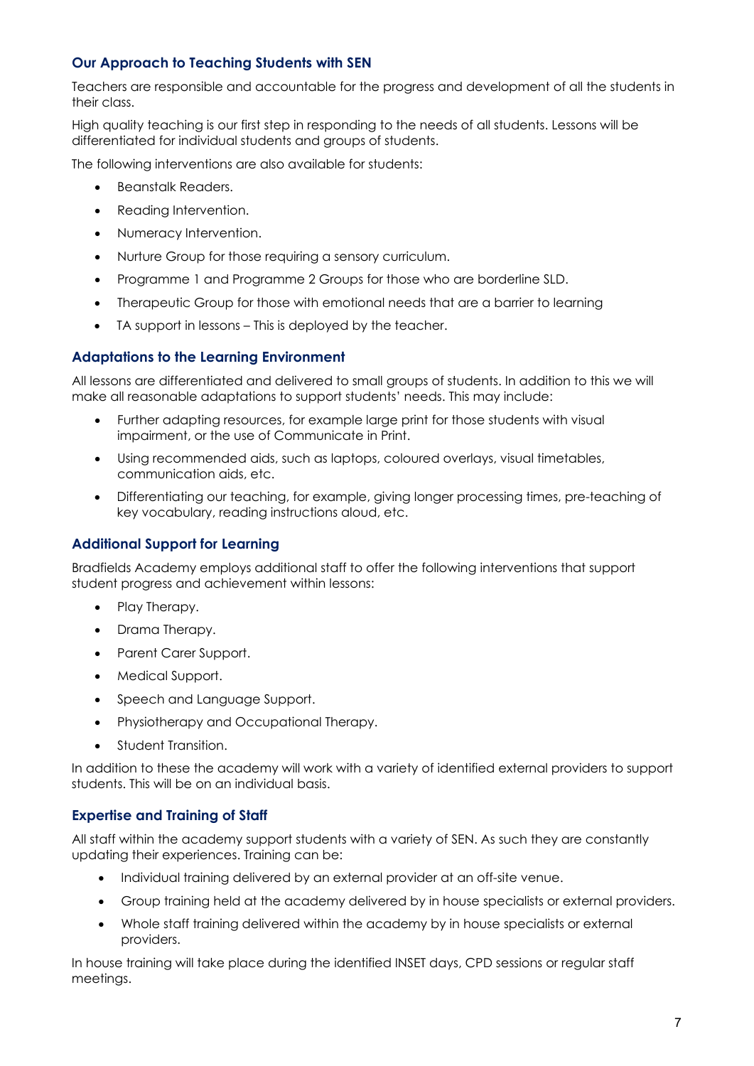## Our Approach to Teaching Students with SEN

Teachers are responsible and accountable for the progress and development of all the students in their class.

High quality teaching is our first step in responding to the needs of all students. Lessons will be differentiated for individual students and groups of students.

The following interventions are also available for students:

- Beanstalk Readers.
- Reading Intervention.
- Numeracy Intervention.
- Nurture Group for those requiring a sensory curriculum.
- Programme 1 and Programme 2 Groups for those who are borderline SLD.
- Therapeutic Group for those with emotional needs that are a barrier to learning
- TA support in lessons – This is deployed by the teacher.

## Adaptations to the Learning Environment

All lessons are differentiated and delivered to small groups of students. In addition to this we will make all reasonable adaptations to support students' needs. This may include:

- Further adapting resources, for example large print for those students with visual impairment, or the use of Communicate in Print.
- Using recommended aids, such as laptops, coloured overlays, visual timetables, communication aids, etc.
- Differentiating our teaching, for example, giving longer processing times, pre-teaching of key vocabulary, reading instructions aloud, etc.

## Additional Support for Learning

Bradfields Academy employs additional staff to offer the following interventions that support student progress and achievement within lessons:

- Play Therapy.
- Drama Therapy.
- Parent Carer Support.
- Medical Support.
- Speech and Language Support.
- Physiotherapy and Occupational Therapy.
- Student Transition.

In addition to these the academy will work with a variety of identified external providers to support students. This will be on an individual basis.

## Expertise and Training of Staff

All staff within the academy support students with a variety of SEN. As such they are constantly updating their experiences. Training can be:

- Individual training delivered by an external provider at an off-site venue.
- Group training held at the academy delivered by in house specialists or external providers.
- Whole staff training delivered within the academy by in house specialists or external providers.

In house training will take place during the identified INSET days, CPD sessions or regular staff meetings.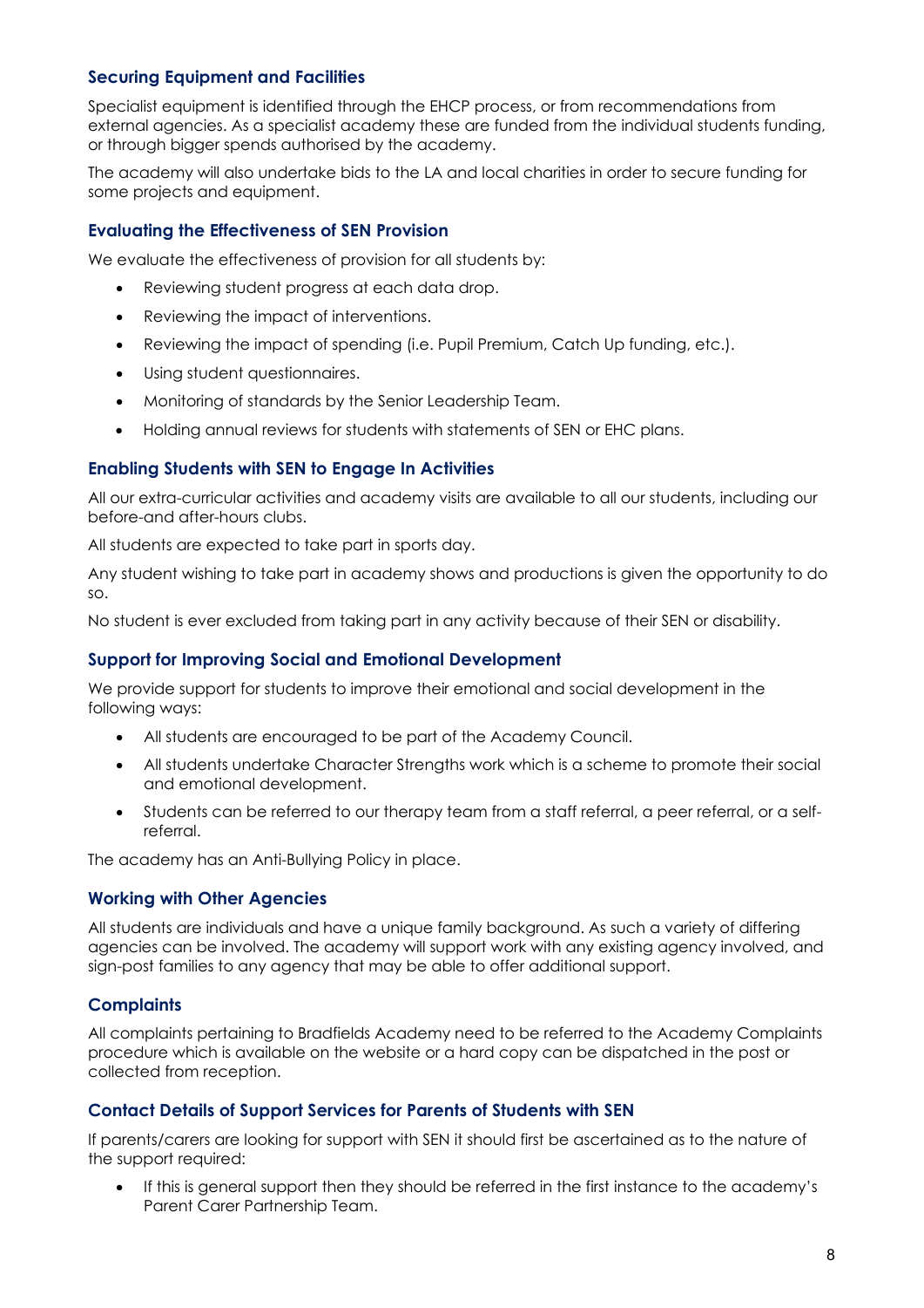### Securing Equipment and Facilities

Specialist equipment is identified through the EHCP process, or from recommendations from external agencies. As a specialist academy these are funded from the individual students funding, or through bigger spends authorised by the academy.

The academy will also undertake bids to the LA and local charities in order to secure funding for some projects and equipment.

### Evaluating the Effectiveness of SEN Provision

We evaluate the effectiveness of provision for all students by:

- Reviewing student progress at each data drop.
- Reviewing the impact of interventions.
- Reviewing the impact of spending (i.e. Pupil Premium, Catch Up funding, etc.).
- Using student questionnaires.
- Monitoring of standards by the Senior Leadership Team.
- Holding annual reviews for students with statements of SEN or EHC plans.

### Enabling Students with SEN to Engage In Activities

All our extra-curricular activities and academy visits are available to all our students, including our before-and after-hours clubs.

All students are expected to take part in sports day.

Any student wishing to take part in academy shows and productions is given the opportunity to do so.

No student is ever excluded from taking part in any activity because of their SEN or disability.

### Support for Improving Social and Emotional Development

We provide support for students to improve their emotional and social development in the following ways:

- All students are encouraged to be part of the Academy Council.
- All students undertake Character Strengths work which is a scheme to promote their social and emotional development.
- Students can be referred to our therapy team from a staff referral, a peer referral, or a self-referral.

The academy has an Anti-Bullying Policy in place.

### Working with Other Agencies

All students are individuals and have a unique family background. As such a variety of differing agencies can be involved. The academy will support work with any existing agency involved, and sign-post families to any agency that may be able to offer additional support.

### Complaints

All complaints pertaining to Bradfields Academy need to be referred to the Academy Complaints procedure which is available on the website or a hard copy can be dispatched in the post or collected from reception.

### Contact Details of Support Services for Parents of Students with SEN

If parents/carers are looking for support with SEN it should first be ascertained as to the nature of the support required:

- If this is general support then they should be referred in the first instance to the academy's Parent Carer Partnership Team.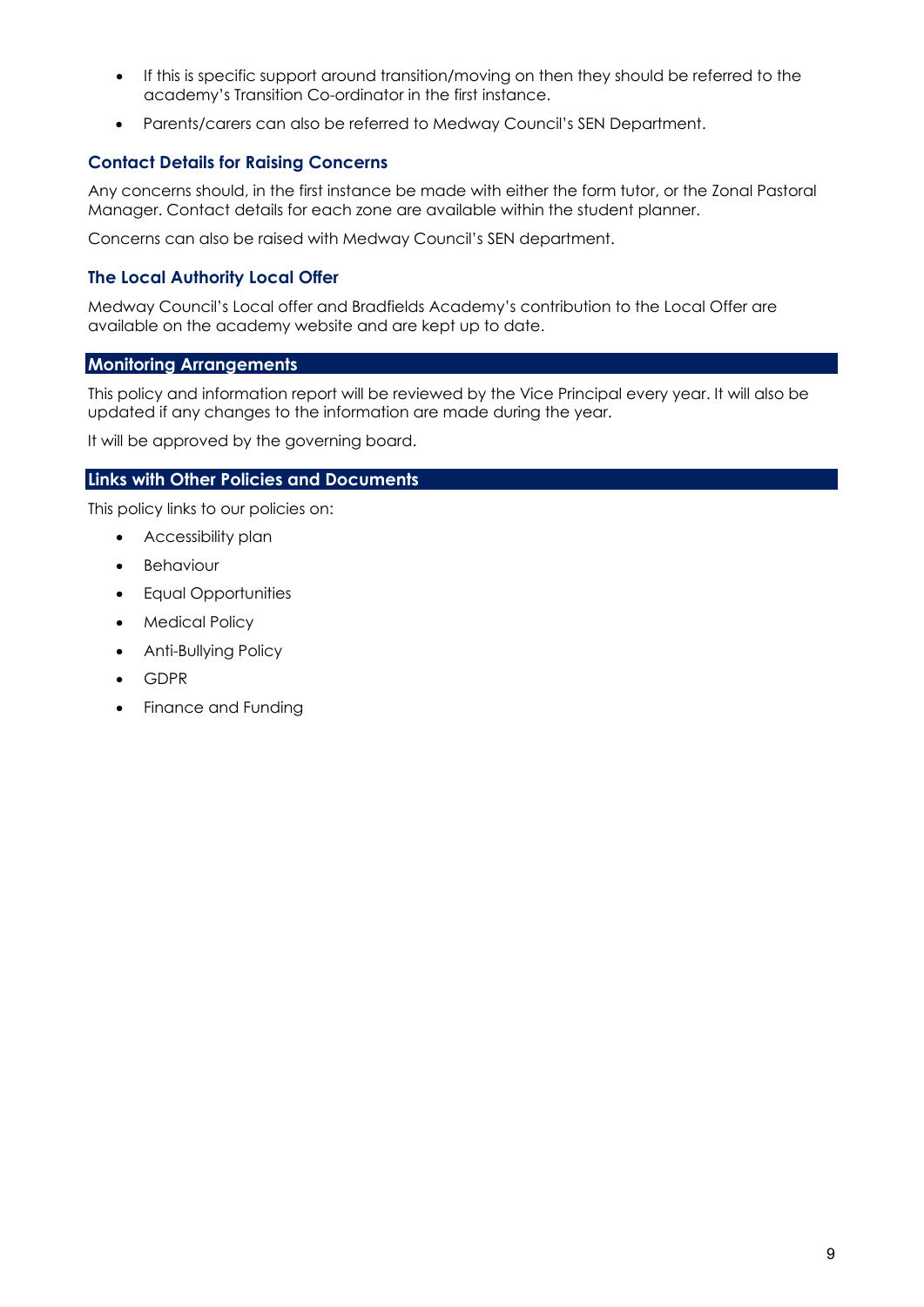- If this is specific support around transition/moving on then they should be referred to the academy's Transition Co-ordinator in the first instance.
- Parents/carers can also be referred to Medway Council's SEN Department.

### Contact Details for Raising Concerns

Any concerns should, in the first instance be made with either the form tutor, or the Zonal Pastoral Manager. Contact details for each zone are available within the student planner.

Concerns can also be raised with Medway Council's SEN department.

### The Local Authority Local Offer

Medway Council's Local offer and Bradfields Academy's contribution to the Local Offer are available on the academy website and are kept up to date.

## Monitoring Arrangements

This policy and information report will be reviewed by the Vice Principal every year. It will also be updated if any changes to the information are made during the year.

It will be approved by the governing board.

## Links with Other Policies and Documents

This policy links to our policies on:

- Accessibility plan
- Behaviour
- Equal Opportunities
- Medical Policy
- Anti-Bullying Policy
- GDPR
- Finance and Funding